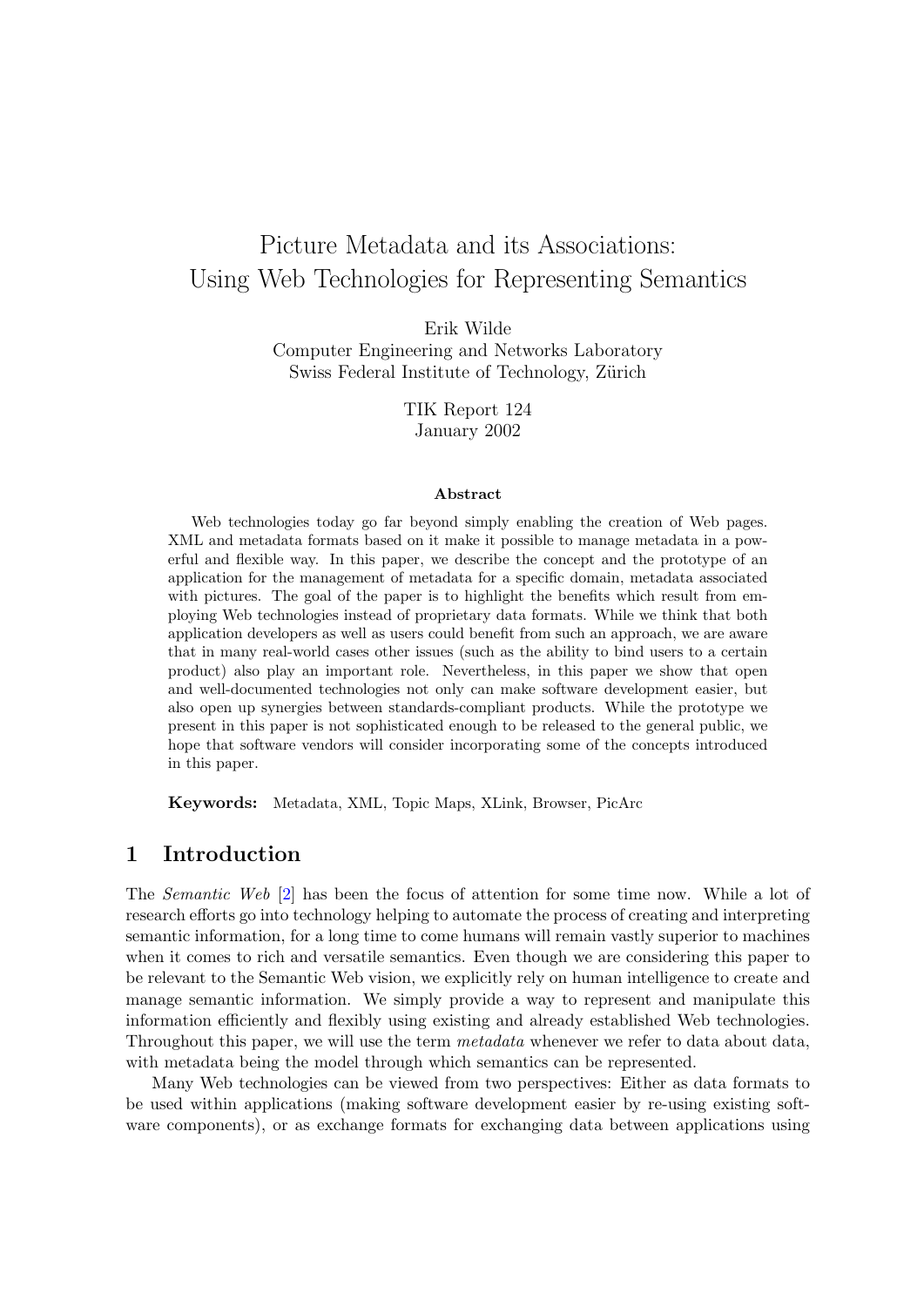# Picture Metadata and its Associations: Using Web Technologies for Representing Semantics

Erik Wilde
Computer Engineering and Networks Laboratory
Swiss Federal Institute of Technology, Zürich

TIK Report 124
January 2002

### Abstract

Web technologies today go far beyond simply enabling the creation of Web pages. XML and metadata formats based on it make it possible to manage metadata in a powerful and flexible way. In this paper, we describe the concept and the prototype of an application for the management of metadata for a specific domain, metadata associated with pictures. The goal of the paper is to highlight the benefits which result from employing Web technologies instead of proprietary data formats. While we think that both application developers as well as users could benefit from such an approach, we are aware that in many real-world cases other issues (such as the ability to bind users to a certain product) also play an important role. Nevertheless, in this paper we show that open and well-documented technologies not only can make software development easier, but also open up synergies between standards-compliant products. While the prototype we present in this paper is not sophisticated enough to be released to the general public, we hope that software vendors will consider incorporating some of the concepts introduced in this paper.

**Keywords:** Metadata, XML, Topic Maps, XLink, Browser, PicArc

## 1 Introduction

The *Semantic Web* [2] has been the focus of attention for some time now. While a lot of research efforts go into technology helping to automate the process of creating and interpreting semantic information, for a long time to come humans will remain vastly superior to machines when it comes to rich and versatile semantics. Even though we are considering this paper to be relevant to the Semantic Web vision, we explicitly rely on human intelligence to create and manage semantic information. We simply provide a way to represent and manipulate this information efficiently and flexibly using existing and already established Web technologies. Throughout this paper, we will use the term *metadata* whenever we refer to data about data, with metadata being the model through which semantics can be represented.

Many Web technologies can be viewed from two perspectives: Either as data formats to be used within applications (making software development easier by re-using existing software components), or as exchange formats for exchanging data between applications using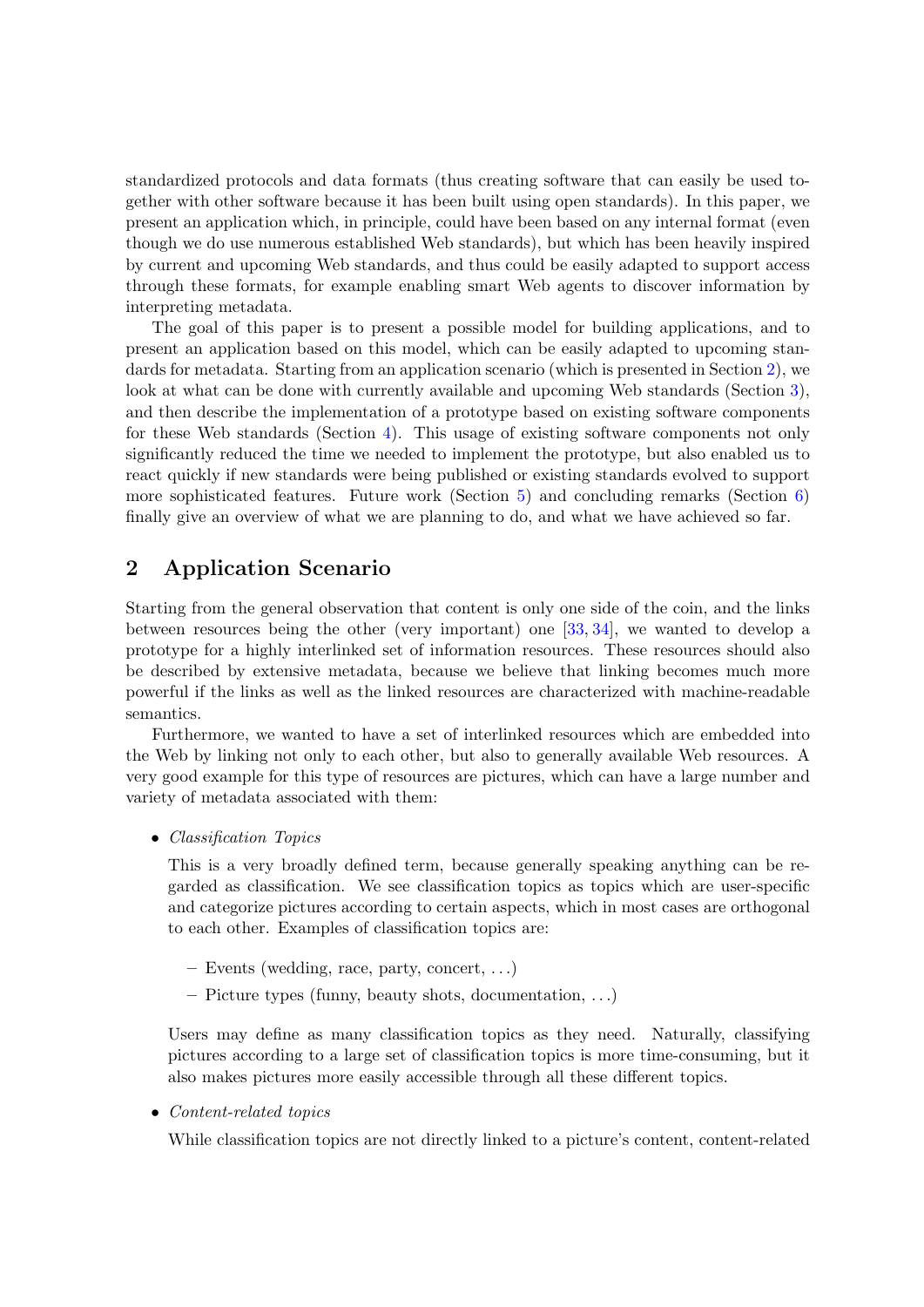standardized protocols and data formats (thus creating software that can easily be used together with other software because it has been built using open standards). In this paper, we present an application which, in principle, could have been based on any internal format (even though we do use numerous established Web standards), but which has been heavily inspired by current and upcoming Web standards, and thus could be easily adapted to support access through these formats, for example enabling smart Web agents to discover information by interpreting metadata.

The goal of this paper is to present a possible model for building applications, and to present an application based on this model, which can be easily adapted to upcoming standards for metadata. Starting from an application scenario (which is presented in Section 2), we look at what can be done with currently available and upcoming Web standards (Section 3), and then describe the implementation of a prototype based on existing software components for these Web standards (Section 4). This usage of existing software components not only significantly reduced the time we needed to implement the prototype, but also enabled us to react quickly if new standards were being published or existing standards evolved to support more sophisticated features. Future work (Section 5) and concluding remarks (Section 6) finally give an overview of what we are planning to do, and what we have achieved so far.

## 2 Application Scenario

Starting from the general observation that content is only one side of the coin, and the links between resources being the other (very important) one [33, 34], we wanted to develop a prototype for a highly interlinked set of information resources. These resources should also be described by extensive metadata, because we believe that linking becomes much more powerful if the links as well as the linked resources are characterized with machine-readable semantics.

Furthermore, we wanted to have a set of interlinked resources which are embedded into the Web by linking not only to each other, but also to generally available Web resources. A very good example for this type of resources are pictures, which can have a large number and variety of metadata associated with them:

- *Classification Topics*

  This is a very broadly defined term, because generally speaking anything can be regarded as classification. We see classification topics as topics which are user-specific and categorize pictures according to certain aspects, which in most cases are orthogonal to each other. Examples of classification topics are:

  - Events (wedding, race, party, concert, ...)
  - Picture types (funny, beauty shots, documentation, ...)

  Users may define as many classification topics as they need. Naturally, classifying pictures according to a large set of classification topics is more time-consuming, but it also makes pictures more easily accessible through all these different topics.

- *Content-related topics*

  While classification topics are not directly linked to a picture's content, content-related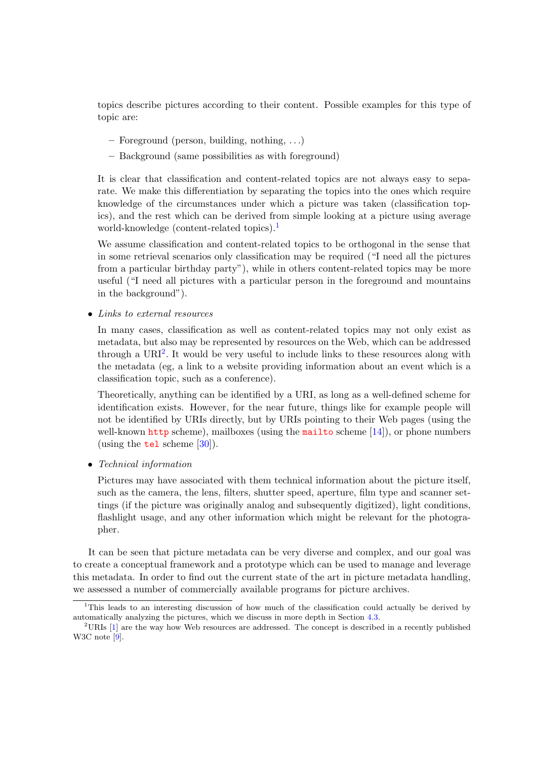topics describe pictures according to their content. Possible examples for this type of topic are:

  – Foreground (person, building, nothing, . . . )
  – Background (same possibilities as with foreground)

  It is clear that classification and content-related topics are not always easy to separate. We make this differentiation by separating the topics into the ones which require knowledge of the circumstances under which a picture was taken (classification topics), and the rest which can be derived from simple looking at a picture using average world-knowledge (content-related topics).[1]

  We assume classification and content-related topics to be orthogonal in the sense that in some retrieval scenarios only classification may be required ("I need all the pictures from a particular birthday party"), while in others content-related topics may be more useful ("I need all pictures with a particular person in the foreground and mountains in the background").

- *Links to external resources*

  In many cases, classification as well as content-related topics may not only exist as metadata, but also may be represented by resources on the Web, which can be addressed through a URI[2]. It would be very useful to include links to these resources along with the metadata (eg, a link to a website providing information about an event which is a classification topic, such as a conference).

  Theoretically, anything can be identified by a URI, as long as a well-defined scheme for identification exists. However, for the near future, things like for example people will not be identified by URIs directly, but by URIs pointing to their Web pages (using the well-known `http` scheme), mailboxes (using the `mailto` scheme [14]), or phone numbers (using the `tel` scheme [30]).

- *Technical information*

  Pictures may have associated with them technical information about the picture itself, such as the camera, the lens, filters, shutter speed, aperture, film type and scanner settings (if the picture was originally analog and subsequently digitized), light conditions, flashlight usage, and any other information which might be relevant for the photographer.

It can be seen that picture metadata can be very diverse and complex, and our goal was to create a conceptual framework and a prototype which can be used to manage and leverage this metadata. In order to find out the current state of the art in picture metadata handling, we assessed a number of commercially available programs for picture archives.

---

[1] This leads to an interesting discussion of how much of the classification could actually be derived by automatically analyzing the pictures, which we discuss in more depth in Section 4.3.

[2] URIs [1] are the way how Web resources are addressed. The concept is described in a recently published W3C note [9].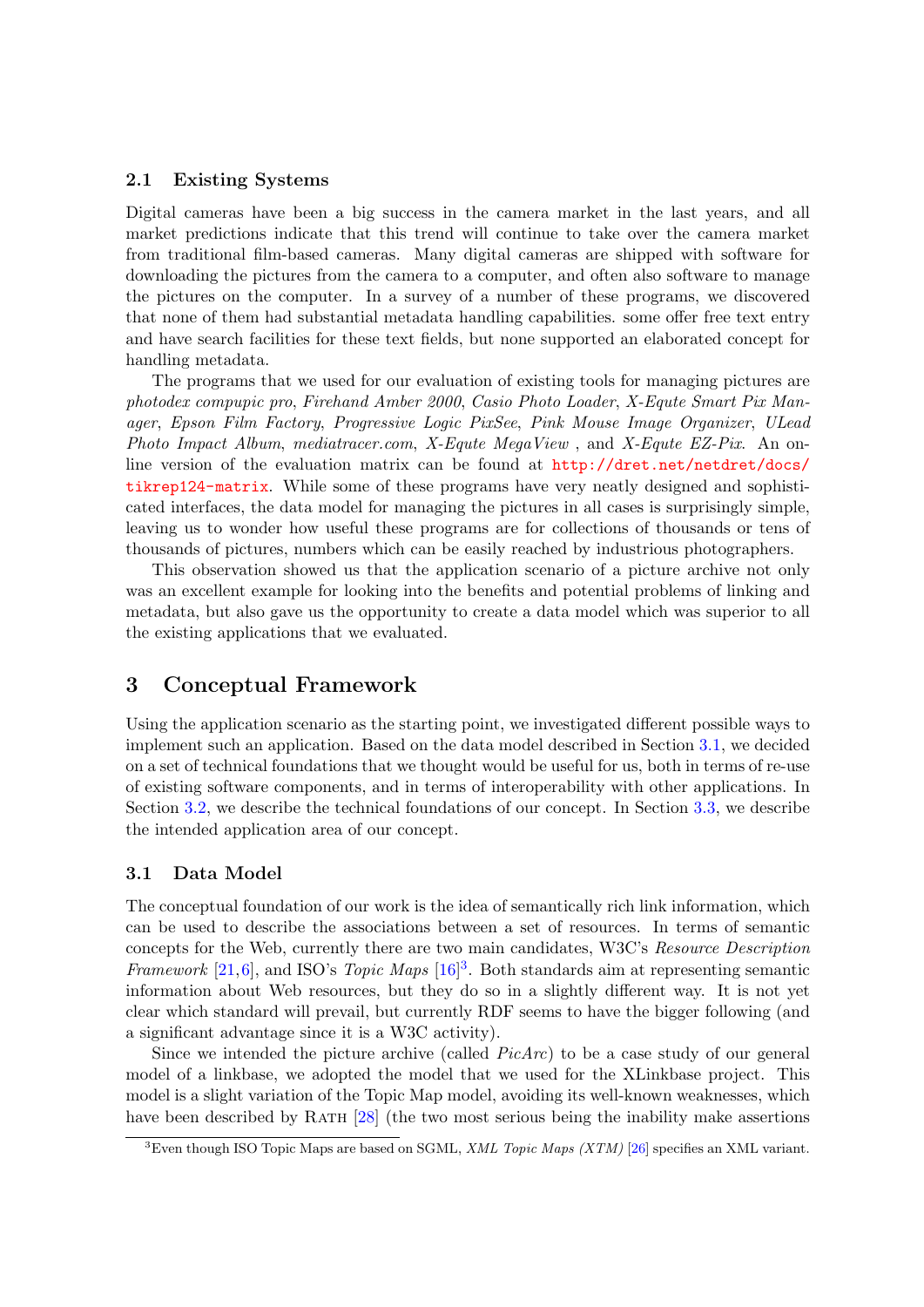### 2.1 Existing Systems

Digital cameras have been a big success in the camera market in the last years, and all market predictions indicate that this trend will continue to take over the camera market from traditional film-based cameras. Many digital cameras are shipped with software for downloading the pictures from the camera to a computer, and often also software to manage the pictures on the computer. In a survey of a number of these programs, we discovered that none of them had substantial metadata handling capabilities. some offer free text entry and have search facilities for these text fields, but none supported an elaborated concept for handling metadata.

The programs that we used for our evaluation of existing tools for managing pictures are *photodex compupic pro*, *Firehand Amber 2000*, *Casio Photo Loader*, *X-Equte Smart Pix Manager*, *Epson Film Factory*, *Progressive Logic PixSee*, *Pink Mouse Image Organizer*, *ULead Photo Impact Album*, *mediatracer.com*, *X-Equte MegaView* , and *X-Equte EZ-Pix*. An online version of the evaluation matrix can be found at http://dret.net/netdret/docs/tikrep124-matrix. While some of these programs have very neatly designed and sophisticated interfaces, the data model for managing the pictures in all cases is surprisingly simple, leaving us to wonder how useful these programs are for collections of thousands or tens of thousands of pictures, numbers which can be easily reached by industrious photographers.

This observation showed us that the application scenario of a picture archive not only was an excellent example for looking into the benefits and potential problems of linking and metadata, but also gave us the opportunity to create a data model which was superior to all the existing applications that we evaluated.

## 3 Conceptual Framework

Using the application scenario as the starting point, we investigated different possible ways to implement such an application. Based on the data model described in Section 3.1, we decided on a set of technical foundations that we thought would be useful for us, both in terms of re-use of existing software components, and in terms of interoperability with other applications. In Section 3.2, we describe the technical foundations of our concept. In Section 3.3, we describe the intended application area of our concept.

### 3.1 Data Model

The conceptual foundation of our work is the idea of semantically rich link information, which can be used to describe the associations between a set of resources. In terms of semantic concepts for the Web, currently there are two main candidates, W3C's *Resource Description Framework* [21,6], and ISO's *Topic Maps* [16][3]. Both standards aim at representing semantic information about Web resources, but they do so in a slightly different way. It is not yet clear which standard will prevail, but currently RDF seems to have the bigger following (and a significant advantage since it is a W3C activity).

Since we intended the picture archive (called *PicArc*) to be a case study of our general model of a linkbase, we adopted the model that we used for the XLinkbase project. This model is a slight variation of the Topic Map model, avoiding its well-known weaknesses, which have been described by RATH [28] (the two most serious being the inability make assertions

[3] Even though ISO Topic Maps are based on SGML, *XML Topic Maps (XTM)* [26] specifies an XML variant.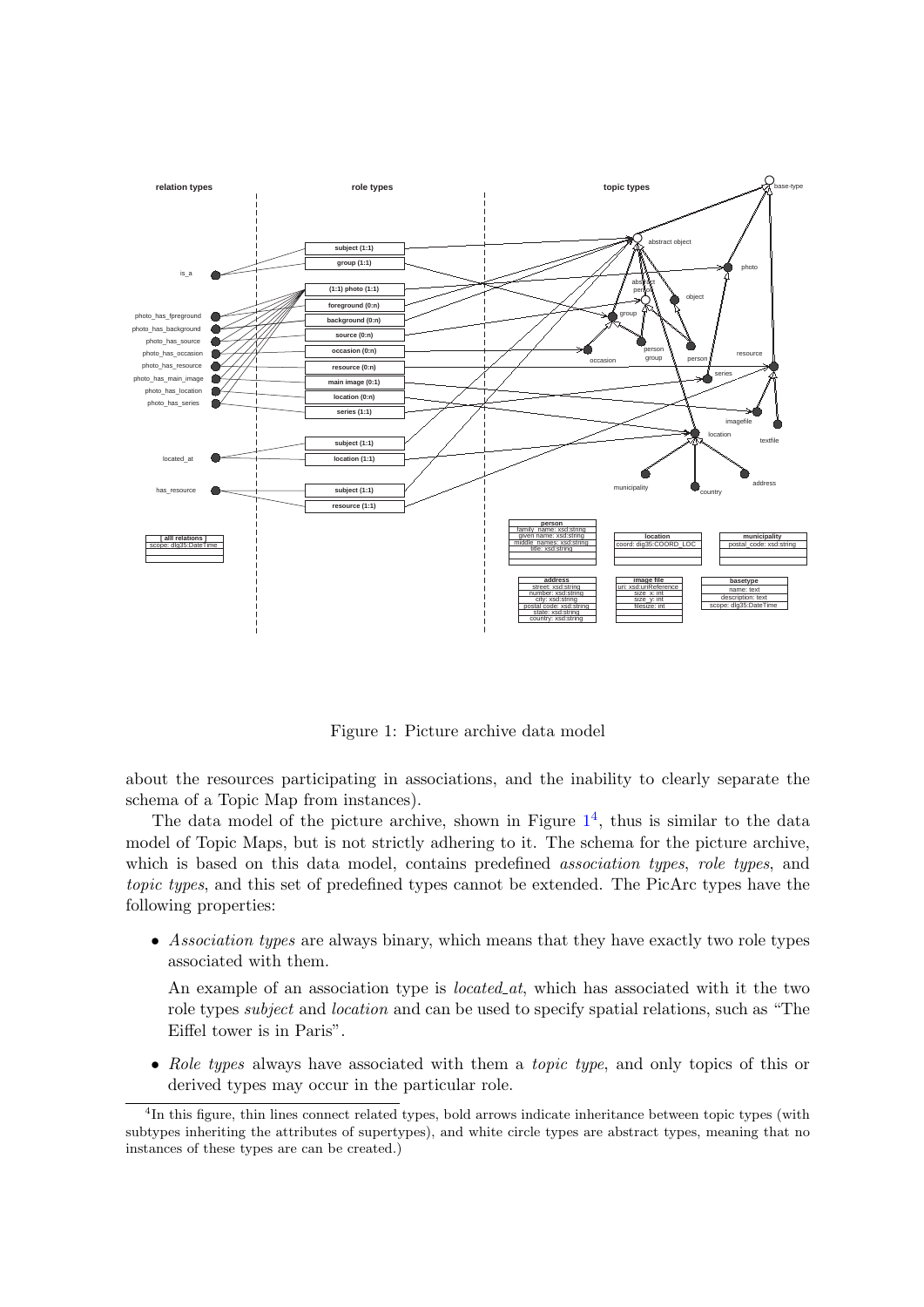Figure 1: Picture archive data model

about the resources participating in associations, and the inability to clearly separate the schema of a Topic Map from instances).

The data model of the picture archive, shown in Figure 1[4], thus is similar to the data model of Topic Maps, but is not strictly adhering to it. The schema for the picture archive, which is based on this data model, contains predefined *association types*, *role types*, and *topic types*, and this set of predefined types cannot be extended. The PicArc types have the following properties:

- *Association types* are always binary, which means that they have exactly two role types associated with them.

  An example of an association type is *located_at*, which has associated with it the two role types *subject* and *location* and can be used to specify spatial relations, such as "The Eiffel tower is in Paris".

- *Role types* always have associated with them a *topic type*, and only topics of this or derived types may occur in the particular role.

[4] In this figure, thin lines connect related types, bold arrows indicate inheritance between topic types (with subtypes inheriting the attributes of supertypes), and white circle types are abstract types, meaning that no instances of these types are can be created.)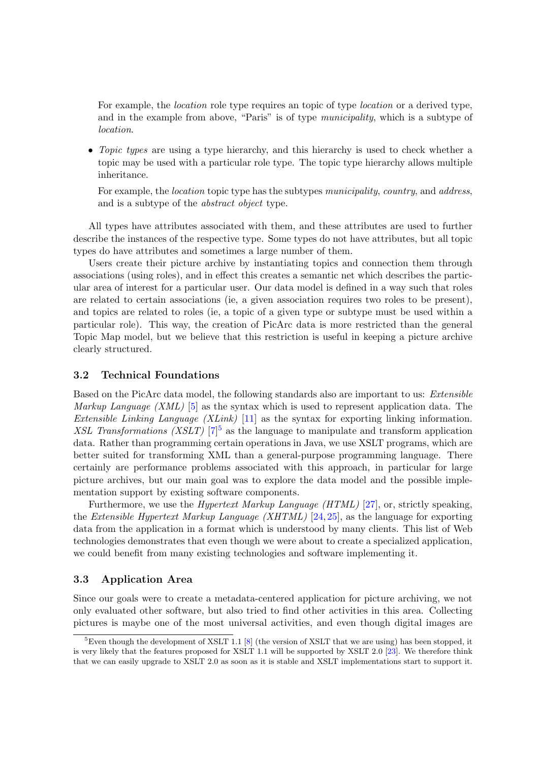For example, the *location* role type requires an topic of type *location* or a derived type, and in the example from above, "Paris" is of type *municipality*, which is a subtype of *location*.

- *Topic types* are using a type hierarchy, and this hierarchy is used to check whether a topic may be used with a particular role type. The topic type hierarchy allows multiple inheritance.

  For example, the *location* topic type has the subtypes *municipality*, *country*, and *address*, and is a subtype of the *abstract object* type.

All types have attributes associated with them, and these attributes are used to further describe the instances of the respective type. Some types do not have attributes, but all topic types do have attributes and sometimes a large number of them.

Users create their picture archive by instantiating topics and connection them through associations (using roles), and in effect this creates a semantic net which describes the particular area of interest for a particular user. Our data model is defined in a way such that roles are related to certain associations (ie, a given association requires two roles to be present), and topics are related to roles (ie, a topic of a given type or subtype must be used within a particular role). This way, the creation of PicArc data is more restricted than the general Topic Map model, but we believe that this restriction is useful in keeping a picture archive clearly structured.

### 3.2 Technical Foundations

Based on the PicArc data model, the following standards also are important to us: *Extensible Markup Language (XML)* [5] as the syntax which is used to represent application data. The *Extensible Linking Language (XLink)* [11] as the syntax for exporting linking information. *XSL Transformations (XSLT)* [7][5] as the language to manipulate and transform application data. Rather than programming certain operations in Java, we use XSLT programs, which are better suited for transforming XML than a general-purpose programming language. There certainly are performance problems associated with this approach, in particular for large picture archives, but our main goal was to explore the data model and the possible implementation support by existing software components.

Furthermore, we use the *Hypertext Markup Language (HTML)* [27], or, strictly speaking, the *Extensible Hypertext Markup Language (XHTML)* [24,25], as the language for exporting data from the application in a format which is understood by many clients. This list of Web technologies demonstrates that even though we were about to create a specialized application, we could benefit from many existing technologies and software implementing it.

### 3.3 Application Area

Since our goals were to create a metadata-centered application for picture archiving, we not only evaluated other software, but also tried to find other activities in this area. Collecting pictures is maybe one of the most universal activities, and even though digital images are

[5] Even though the development of XSLT 1.1 [8] (the version of XSLT that we are using) has been stopped, it is very likely that the features proposed for XSLT 1.1 will be supported by XSLT 2.0 [23]. We therefore think that we can easily upgrade to XSLT 2.0 as soon as it is stable and XSLT implementations start to support it.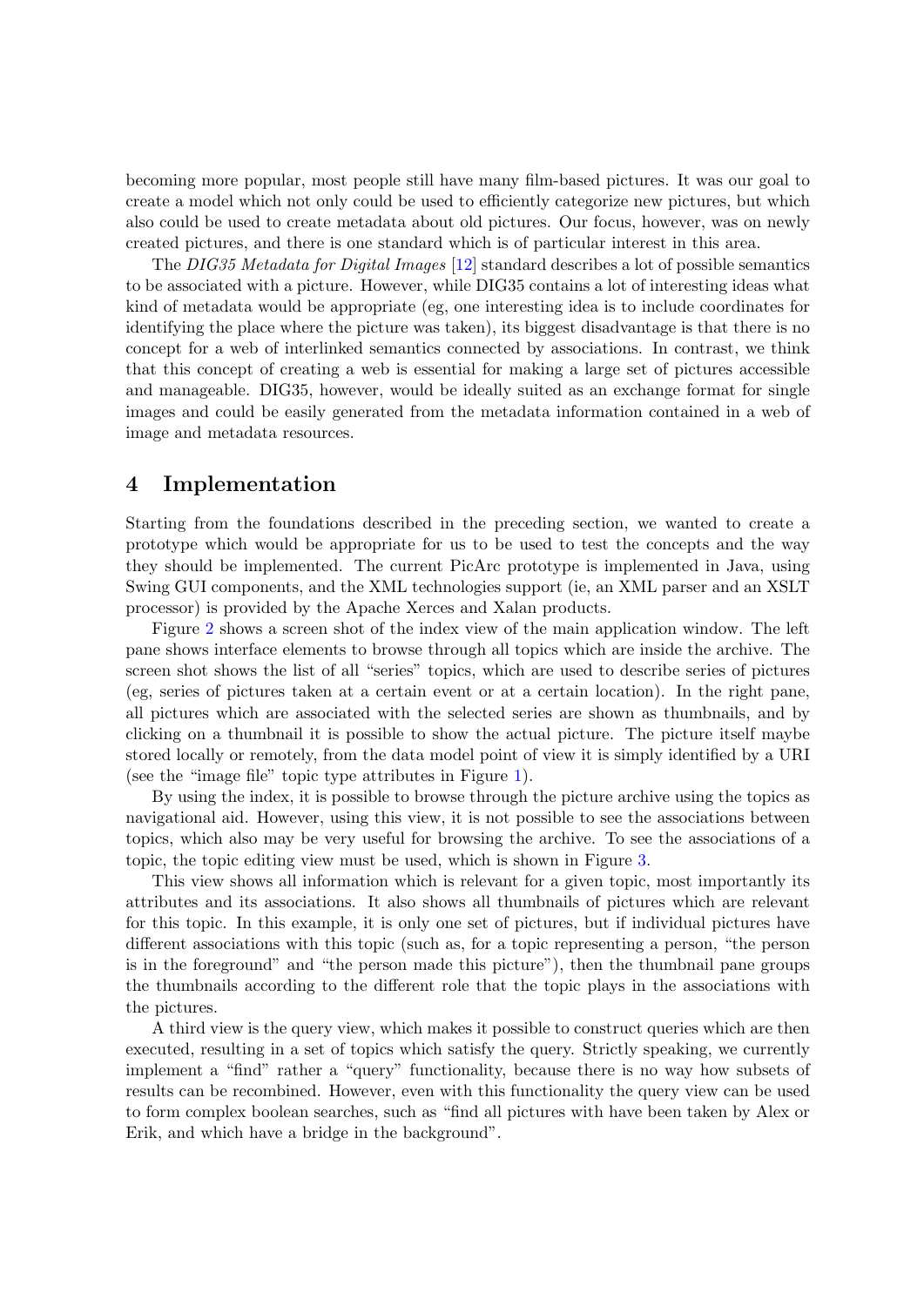becoming more popular, most people still have many film-based pictures. It was our goal to create a model which not only could be used to efficiently categorize new pictures, but which also could be used to create metadata about old pictures. Our focus, however, was on newly created pictures, and there is one standard which is of particular interest in this area.

The *DIG35 Metadata for Digital Images* [12] standard describes a lot of possible semantics to be associated with a picture. However, while DIG35 contains a lot of interesting ideas what kind of metadata would be appropriate (eg, one interesting idea is to include coordinates for identifying the place where the picture was taken), its biggest disadvantage is that there is no concept for a web of interlinked semantics connected by associations. In contrast, we think that this concept of creating a web is essential for making a large set of pictures accessible and manageable. DIG35, however, would be ideally suited as an exchange format for single images and could be easily generated from the metadata information contained in a web of image and metadata resources.

## 4 Implementation

Starting from the foundations described in the preceding section, we wanted to create a prototype which would be appropriate for us to be used to test the concepts and the way they should be implemented. The current PicArc prototype is implemented in Java, using Swing GUI components, and the XML technologies support (ie, an XML parser and an XSLT processor) is provided by the Apache Xerces and Xalan products.

Figure 2 shows a screen shot of the index view of the main application window. The left pane shows interface elements to browse through all topics which are inside the archive. The screen shot shows the list of all "series" topics, which are used to describe series of pictures (eg, series of pictures taken at a certain event or at a certain location). In the right pane, all pictures which are associated with the selected series are shown as thumbnails, and by clicking on a thumbnail it is possible to show the actual picture. The picture itself maybe stored locally or remotely, from the data model point of view it is simply identified by a URI (see the "image file" topic type attributes in Figure 1).

By using the index, it is possible to browse through the picture archive using the topics as navigational aid. However, using this view, it is not possible to see the associations between topics, which also may be very useful for browsing the archive. To see the associations of a topic, the topic editing view must be used, which is shown in Figure 3.

This view shows all information which is relevant for a given topic, most importantly its attributes and its associations. It also shows all thumbnails of pictures which are relevant for this topic. In this example, it is only one set of pictures, but if individual pictures have different associations with this topic (such as, for a topic representing a person, "the person is in the foreground" and "the person made this picture"), then the thumbnail pane groups the thumbnails according to the different role that the topic plays in the associations with the pictures.

A third view is the query view, which makes it possible to construct queries which are then executed, resulting in a set of topics which satisfy the query. Strictly speaking, we currently implement a "find" rather a "query" functionality, because there is no way how subsets of results can be recombined. However, even with this functionality the query view can be used to form complex boolean searches, such as "find all pictures with have been taken by Alex or Erik, and which have a bridge in the background".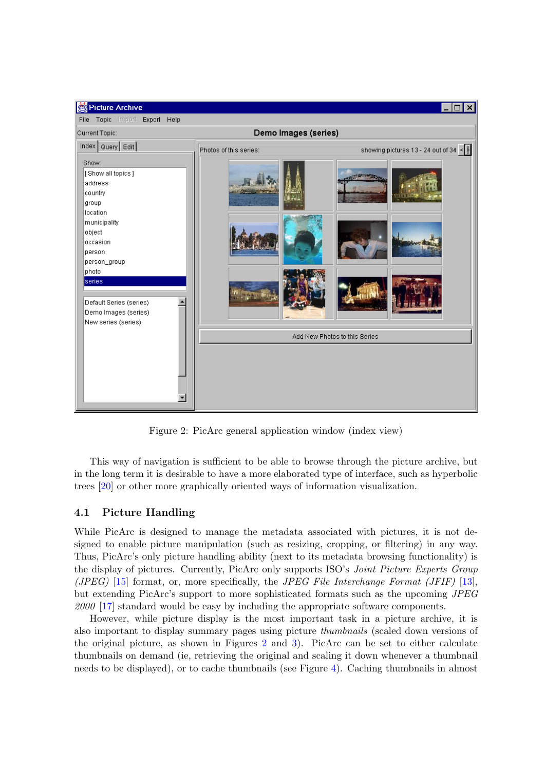Figure 2: PicArc general application window (index view)

This way of navigation is sufficient to be able to browse through the picture archive, but in the long term it is desirable to have a more elaborated type of interface, such as hyperbolic trees [20] or other more graphically oriented ways of information visualization.

### 4.1 Picture Handling

While PicArc is designed to manage the metadata associated with pictures, it is not designed to enable picture manipulation (such as resizing, cropping, or filtering) in any way. Thus, PicArc's only picture handling ability (next to its metadata browsing functionality) is the display of pictures. Currently, PicArc only supports ISO's *Joint Picture Experts Group (JPEG)* [15] format, or, more specifically, the *JPEG File Interchange Format (JFIF)* [13], but extending PicArc's support to more sophisticated formats such as the upcoming *JPEG 2000* [17] standard would be easy by including the appropriate software components.

However, while picture display is the most important task in a picture archive, it is also important to display summary pages using picture *thumbnails* (scaled down versions of the original picture, as shown in Figures 2 and 3). PicArc can be set to either calculate thumbnails on demand (ie, retrieving the original and scaling it down whenever a thumbnail needs to be displayed), or to cache thumbnails (see Figure 4). Caching thumbnails in almost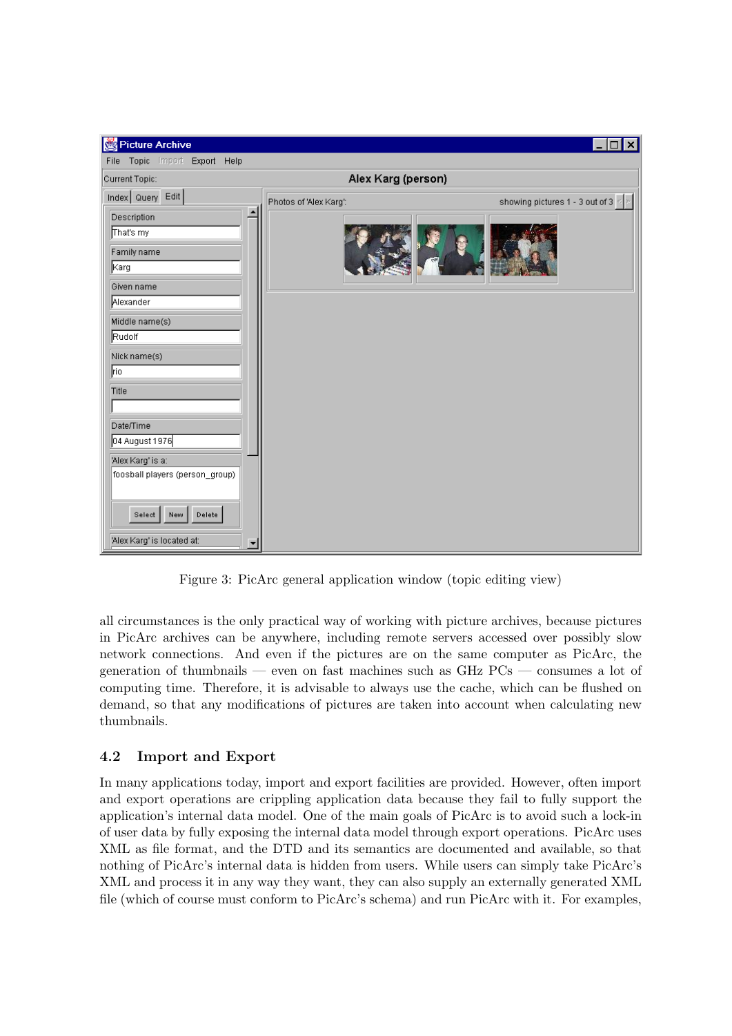Figure 3: PicArc general application window (topic editing view)

all circumstances is the only practical way of working with picture archives, because pictures in PicArc archives can be anywhere, including remote servers accessed over possibly slow network connections. And even if the pictures are on the same computer as PicArc, the generation of thumbnails — even on fast machines such as GHz PCs — consumes a lot of computing time. Therefore, it is advisable to always use the cache, which can be flushed on demand, so that any modifications of pictures are taken into account when calculating new thumbnails.

## 4.2 Import and Export

In many applications today, import and export facilities are provided. However, often import and export operations are crippling application data because they fail to fully support the application's internal data model. One of the main goals of PicArc is to avoid such a lock-in of user data by fully exposing the internal data model through export operations. PicArc uses XML as file format, and the DTD and its semantics are documented and available, so that nothing of PicArc's internal data is hidden from users. While users can simply take PicArc's XML and process it in any way they want, they can also supply an externally generated XML file (which of course must conform to PicArc's schema) and run PicArc with it. For examples,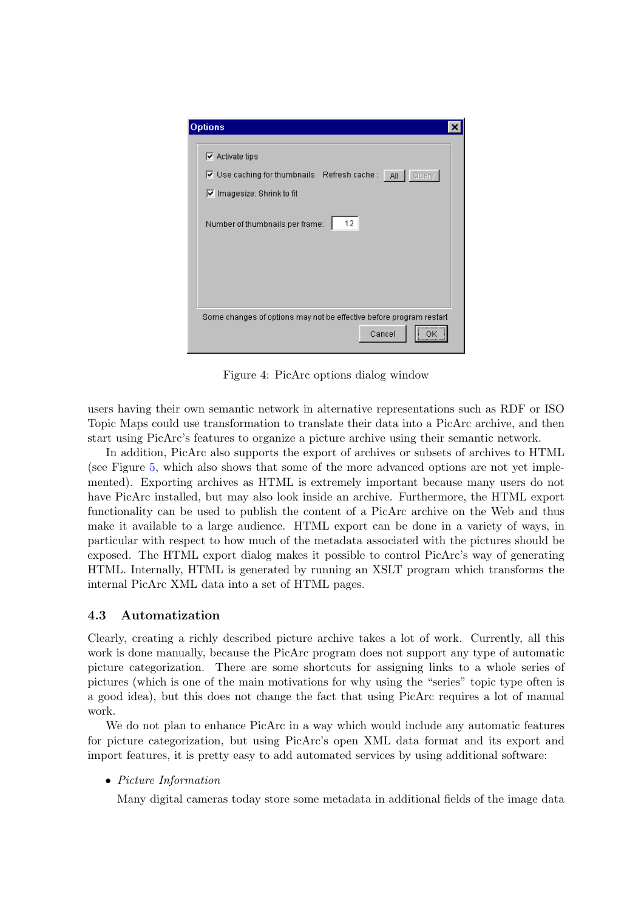Figure 4: PicArc options dialog window

users having their own semantic network in alternative representations such as RDF or ISO Topic Maps could use transformation to translate their data into a PicArc archive, and then start using PicArc's features to organize a picture archive using their semantic network.

In addition, PicArc also supports the export of archives or subsets of archives to HTML (see Figure 5, which also shows that some of the more advanced options are not yet implemented). Exporting archives as HTML is extremely important because many users do not have PicArc installed, but may also look inside an archive. Furthermore, the HTML export functionality can be used to publish the content of a PicArc archive on the Web and thus make it available to a large audience. HTML export can be done in a variety of ways, in particular with respect to how much of the metadata associated with the pictures should be exposed. The HTML export dialog makes it possible to control PicArc's way of generating HTML. Internally, HTML is generated by running an XSLT program which transforms the internal PicArc XML data into a set of HTML pages.

### 4.3 Automatization

Clearly, creating a richly described picture archive takes a lot of work. Currently, all this work is done manually, because the PicArc program does not support any type of automatic picture categorization. There are some shortcuts for assigning links to a whole series of pictures (which is one of the main motivations for why using the "series" topic type often is a good idea), but this does not change the fact that using PicArc requires a lot of manual work.

We do not plan to enhance PicArc in a way which would include any automatic features for picture categorization, but using PicArc's open XML data format and its export and import features, it is pretty easy to add automated services by using additional software:

- *Picture Information*

  Many digital cameras today store some metadata in additional fields of the image data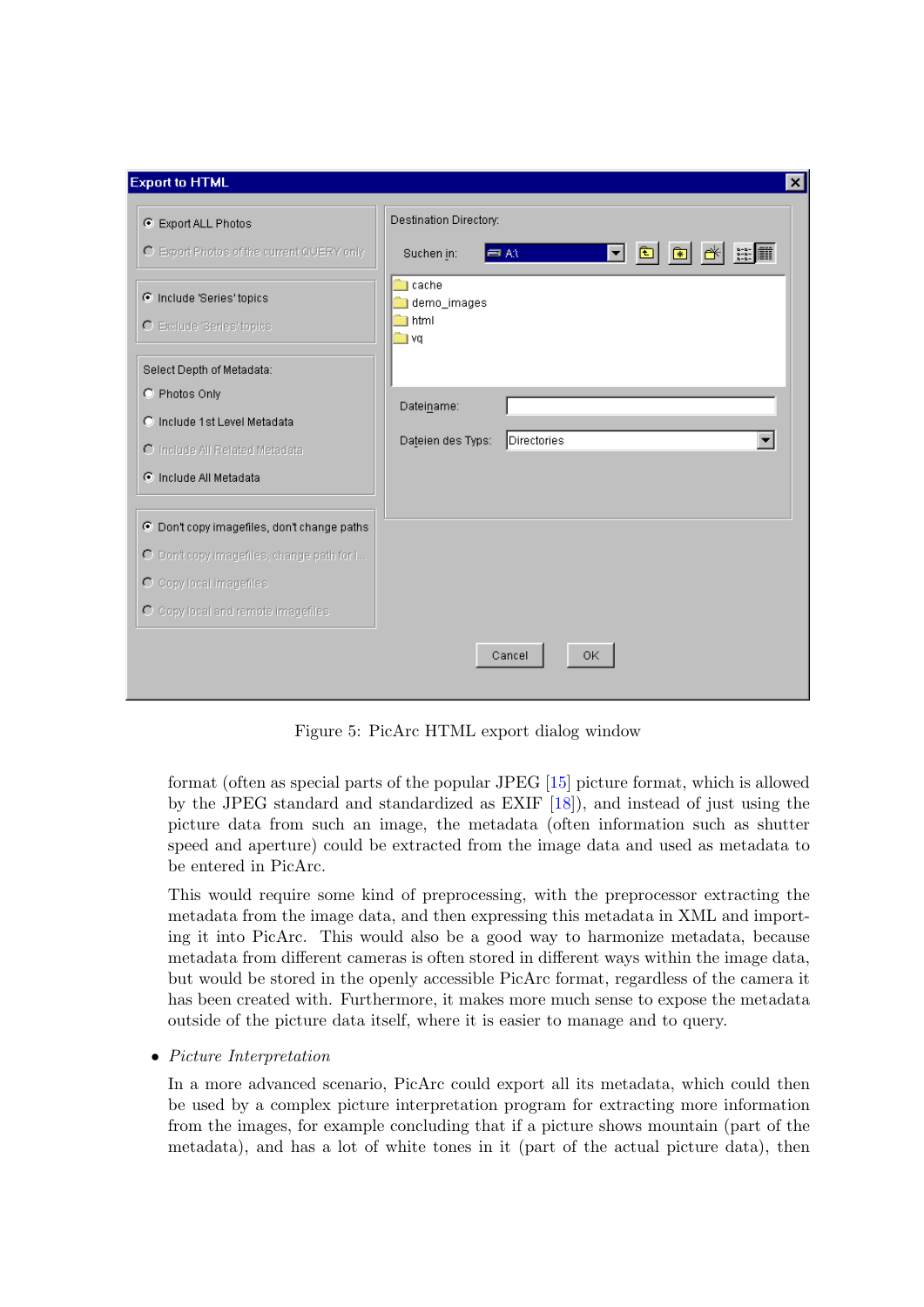Figure 5: PicArc HTML export dialog window

format (often as special parts of the popular JPEG [15] picture format, which is allowed by the JPEG standard and standardized as EXIF [18]), and instead of just using the picture data from such an image, the metadata (often information such as shutter speed and aperture) could be extracted from the image data and used as metadata to be entered in PicArc.

This would require some kind of preprocessing, with the preprocessor extracting the metadata from the image data, and then expressing this metadata in XML and importing it into PicArc. This would also be a good way to harmonize metadata, because metadata from different cameras is often stored in different ways within the image data, but would be stored in the openly accessible PicArc format, regardless of the camera it has been created with. Furthermore, it makes more much sense to expose the metadata outside of the picture data itself, where it is easier to manage and to query.

- *Picture Interpretation*

  In a more advanced scenario, PicArc could export all its metadata, which could then be used by a complex picture interpretation program for extracting more information from the images, for example concluding that if a picture shows mountain (part of the metadata), and has a lot of white tones in it (part of the actual picture data), then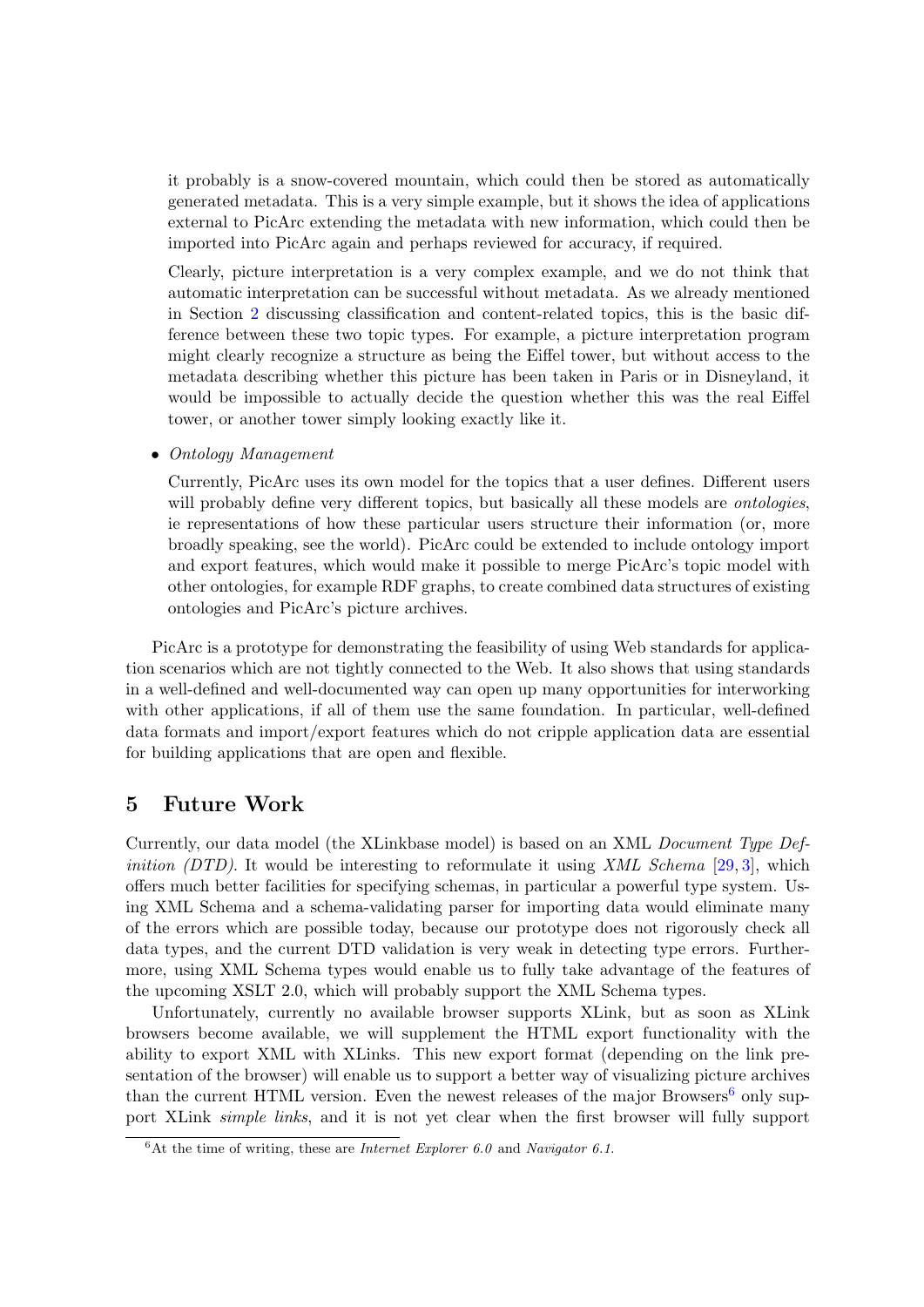it probably is a snow-covered mountain, which could then be stored as automatically generated metadata. This is a very simple example, but it shows the idea of applications external to PicArc extending the metadata with new information, which could then be imported into PicArc again and perhaps reviewed for accuracy, if required.

Clearly, picture interpretation is a very complex example, and we do not think that automatic interpretation can be successful without metadata. As we already mentioned in Section 2 discussing classification and content-related topics, this is the basic difference between these two topic types. For example, a picture interpretation program might clearly recognize a structure as being the Eiffel tower, but without access to the metadata describing whether this picture has been taken in Paris or in Disneyland, it would be impossible to actually decide the question whether this was the real Eiffel tower, or another tower simply looking exactly like it.

- *Ontology Management*

  Currently, PicArc uses its own model for the topics that a user defines. Different users will probably define very different topics, but basically all these models are *ontologies*, ie representations of how these particular users structure their information (or, more broadly speaking, see the world). PicArc could be extended to include ontology import and export features, which would make it possible to merge PicArc's topic model with other ontologies, for example RDF graphs, to create combined data structures of existing ontologies and PicArc's picture archives.

PicArc is a prototype for demonstrating the feasibility of using Web standards for application scenarios which are not tightly connected to the Web. It also shows that using standards in a well-defined and well-documented way can open up many opportunities for interworking with other applications, if all of them use the same foundation. In particular, well-defined data formats and import/export features which do not cripple application data are essential for building applications that are open and flexible.

## 5 Future Work

Currently, our data model (the XLinkbase model) is based on an XML *Document Type Definition (DTD)*. It would be interesting to reformulate it using *XML Schema* [29, 3], which offers much better facilities for specifying schemas, in particular a powerful type system. Using XML Schema and a schema-validating parser for importing data would eliminate many of the errors which are possible today, because our prototype does not rigorously check all data types, and the current DTD validation is very weak in detecting type errors. Furthermore, using XML Schema types would enable us to fully take advantage of the features of the upcoming XSLT 2.0, which will probably support the XML Schema types.

Unfortunately, currently no available browser supports XLink, but as soon as XLink browsers become available, we will supplement the HTML export functionality with the ability to export XML with XLinks. This new export format (depending on the link presentation of the browser) will enable us to support a better way of visualizing picture archives than the current HTML version. Even the newest releases of the major Browsers[6] only support XLink *simple links*, and it is not yet clear when the first browser will fully support

[6] At the time of writing, these are *Internet Explorer 6.0* and *Navigator 6.1*.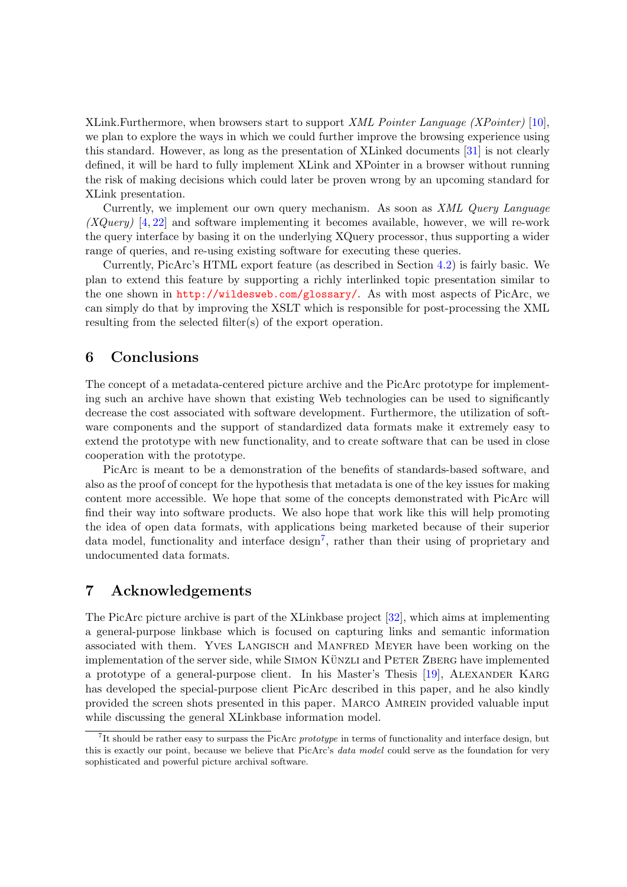XLink.Furthermore, when browsers start to support *XML Pointer Language (XPointer)* [10], we plan to explore the ways in which we could further improve the browsing experience using this standard. However, as long as the presentation of XLinked documents [31] is not clearly defined, it will be hard to fully implement XLink and XPointer in a browser without running the risk of making decisions which could later be proven wrong by an upcoming standard for XLink presentation.

Currently, we implement our own query mechanism. As soon as *XML Query Language (XQuery)* [4, 22] and software implementing it becomes available, however, we will re-work the query interface by basing it on the underlying XQuery processor, thus supporting a wider range of queries, and re-using existing software for executing these queries.

Currently, PicArc's HTML export feature (as described in Section 4.2) is fairly basic. We plan to extend this feature by supporting a richly interlinked topic presentation similar to the one shown in `http://wildesweb.com/glossary/`. As with most aspects of PicArc, we can simply do that by improving the XSLT which is responsible for post-processing the XML resulting from the selected filter(s) of the export operation.

## 6 Conclusions

The concept of a metadata-centered picture archive and the PicArc prototype for implementing such an archive have shown that existing Web technologies can be used to significantly decrease the cost associated with software development. Furthermore, the utilization of software components and the support of standardized data formats make it extremely easy to extend the prototype with new functionality, and to create software that can be used in close cooperation with the prototype.

PicArc is meant to be a demonstration of the benefits of standards-based software, and also as the proof of concept for the hypothesis that metadata is one of the key issues for making content more accessible. We hope that some of the concepts demonstrated with PicArc will find their way into software products. We also hope that work like this will help promoting the idea of open data formats, with applications being marketed because of their superior data model, functionality and interface design[7], rather than their using of proprietary and undocumented data formats.

## 7 Acknowledgements

The PicArc picture archive is part of the XLinkbase project [32], which aims at implementing a general-purpose linkbase which is focused on capturing links and semantic information associated with them. Yves Langisch and Manfred Meyer have been working on the implementation of the server side, while Simon Künzli and Peter Zberg have implemented a prototype of a general-purpose client. In his Master's Thesis [19], Alexander Karg has developed the special-purpose client PicArc described in this paper, and he also kindly provided the screen shots presented in this paper. Marco Amrein provided valuable input while discussing the general XLinkbase information model.

[7] It should be rather easy to surpass the PicArc *prototype* in terms of functionality and interface design, but this is exactly our point, because we believe that PicArc's *data model* could serve as the foundation for very sophisticated and powerful picture archival software.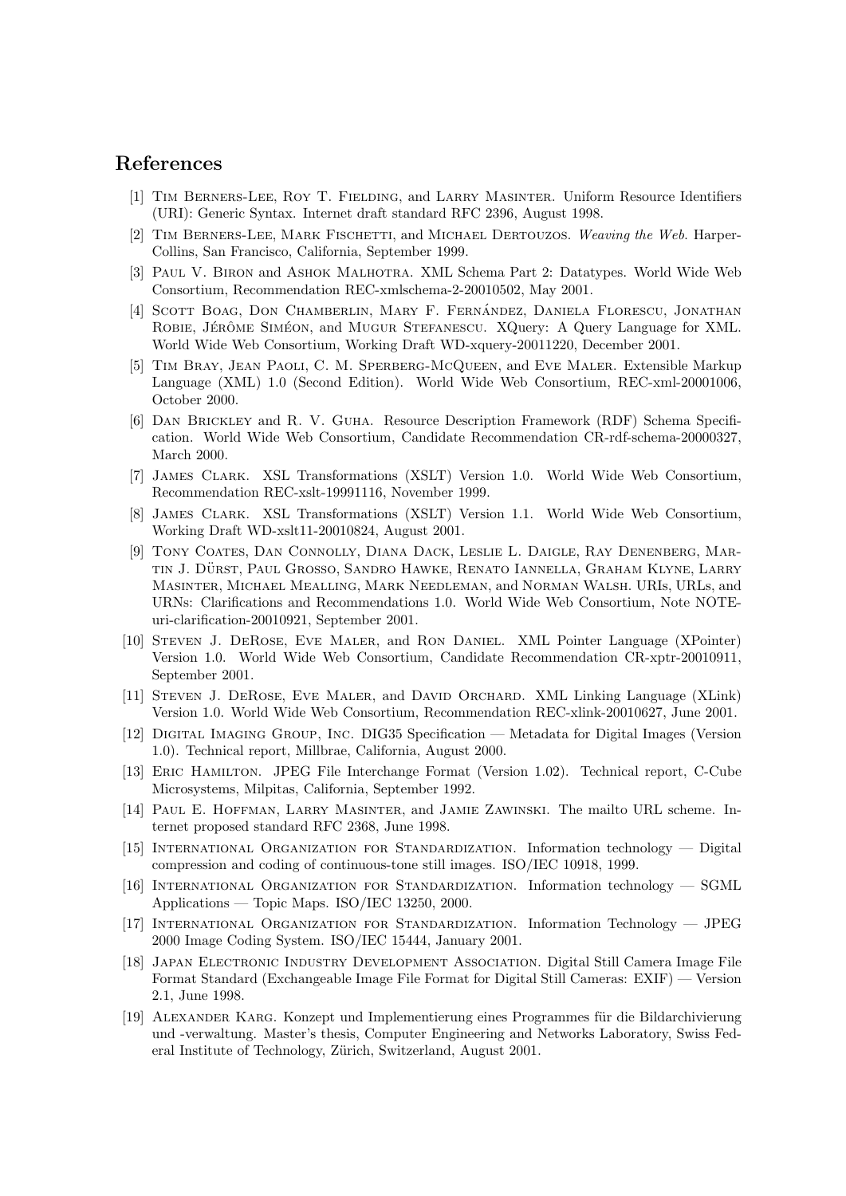## References

[1] Tim Berners-Lee, Roy T. Fielding, and Larry Masinter. Uniform Resource Identifiers (URI): Generic Syntax. Internet draft standard RFC 2396, August 1998.

[2] Tim Berners-Lee, Mark Fischetti, and Michael Dertouzos. *Weaving the Web*. HarperCollins, San Francisco, California, September 1999.

[3] Paul V. Biron and Ashok Malhotra. XML Schema Part 2: Datatypes. World Wide Web Consortium, Recommendation REC-xmlschema-2-20010502, May 2001.

[4] Scott Boag, Don Chamberlin, Mary F. Fernández, Daniela Florescu, Jonathan Robie, Jérôme Siméon, and Mugur Stefanescu. XQuery: A Query Language for XML. World Wide Web Consortium, Working Draft WD-xquery-20011220, December 2001.

[5] Tim Bray, Jean Paoli, C. M. Sperberg-McQueen, and Eve Maler. Extensible Markup Language (XML) 1.0 (Second Edition). World Wide Web Consortium, REC-xml-20001006, October 2000.

[6] Dan Brickley and R. V. Guha. Resource Description Framework (RDF) Schema Specification. World Wide Web Consortium, Candidate Recommendation CR-rdf-schema-20000327, March 2000.

[7] James Clark. XSL Transformations (XSLT) Version 1.0. World Wide Web Consortium, Recommendation REC-xslt-19991116, November 1999.

[8] James Clark. XSL Transformations (XSLT) Version 1.1. World Wide Web Consortium, Working Draft WD-xslt11-20010824, August 2001.

[9] Tony Coates, Dan Connolly, Diana Dack, Leslie L. Daigle, Ray Denenberg, Martin J. Dürst, Paul Grosso, Sandro Hawke, Renato Iannella, Graham Klyne, Larry Masinter, Michael Mealling, Mark Needleman, and Norman Walsh. URIs, URLs, and URNs: Clarifications and Recommendations 1.0. World Wide Web Consortium, Note NOTE-uri-clarification-20010921, September 2001.

[10] Steven J. DeRose, Eve Maler, and Ron Daniel. XML Pointer Language (XPointer) Version 1.0. World Wide Web Consortium, Candidate Recommendation CR-xptr-20010911, September 2001.

[11] Steven J. DeRose, Eve Maler, and David Orchard. XML Linking Language (XLink) Version 1.0. World Wide Web Consortium, Recommendation REC-xlink-20010627, June 2001.

[12] Digital Imaging Group, Inc. DIG35 Specification — Metadata for Digital Images (Version 1.0). Technical report, Millbrae, California, August 2000.

[13] Eric Hamilton. JPEG File Interchange Format (Version 1.02). Technical report, C-Cube Microsystems, Milpitas, California, September 1992.

[14] Paul E. Hoffman, Larry Masinter, and Jamie Zawinski. The mailto URL scheme. Internet proposed standard RFC 2368, June 1998.

[15] International Organization for Standardization. Information technology — Digital compression and coding of continuous-tone still images. ISO/IEC 10918, 1999.

[16] International Organization for Standardization. Information technology — SGML Applications — Topic Maps. ISO/IEC 13250, 2000.

[17] International Organization for Standardization. Information Technology — JPEG 2000 Image Coding System. ISO/IEC 15444, January 2001.

[18] Japan Electronic Industry Development Association. Digital Still Camera Image File Format Standard (Exchangeable Image File Format for Digital Still Cameras: EXIF) — Version 2.1, June 1998.

[19] Alexander Karg. Konzept und Implementierung eines Programmes für die Bildarchivierung und -verwaltung. Master's thesis, Computer Engineering and Networks Laboratory, Swiss Federal Institute of Technology, Zürich, Switzerland, August 2001.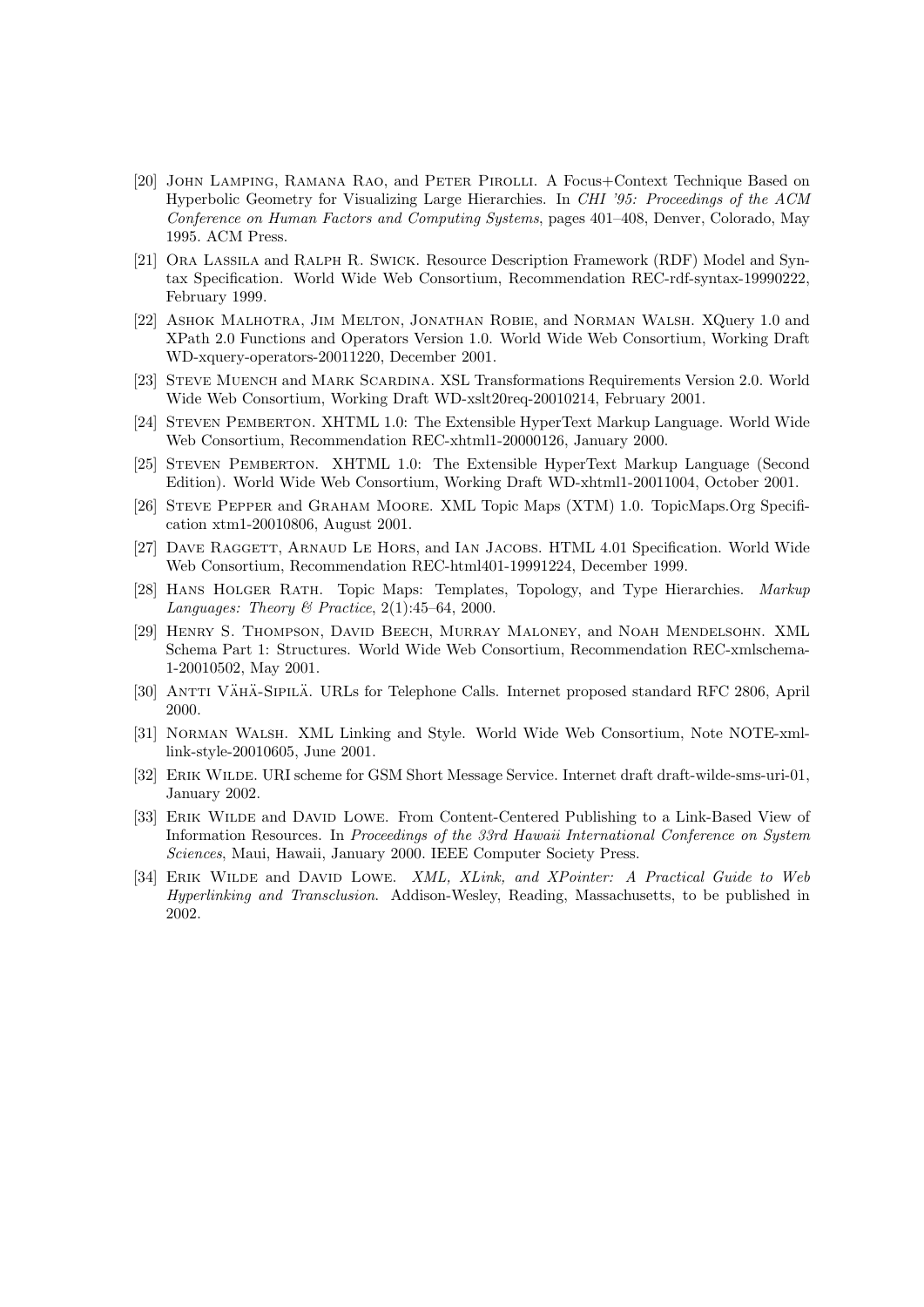[20] John Lamping, Ramana Rao, and Peter Pirolli. A Focus+Context Technique Based on Hyperbolic Geometry for Visualizing Large Hierarchies. In *CHI '95: Proceedings of the ACM Conference on Human Factors and Computing Systems*, pages 401–408, Denver, Colorado, May 1995. ACM Press.

[21] Ora Lassila and Ralph R. Swick. Resource Description Framework (RDF) Model and Syntax Specification. World Wide Web Consortium, Recommendation REC-rdf-syntax-19990222, February 1999.

[22] Ashok Malhotra, Jim Melton, Jonathan Robie, and Norman Walsh. XQuery 1.0 and XPath 2.0 Functions and Operators Version 1.0. World Wide Web Consortium, Working Draft WD-xquery-operators-20011220, December 2001.

[23] Steve Muench and Mark Scardina. XSL Transformations Requirements Version 2.0. World Wide Web Consortium, Working Draft WD-xslt20req-20010214, February 2001.

[24] Steven Pemberton. XHTML 1.0: The Extensible HyperText Markup Language. World Wide Web Consortium, Recommendation REC-xhtml1-20000126, January 2000.

[25] Steven Pemberton. XHTML 1.0: The Extensible HyperText Markup Language (Second Edition). World Wide Web Consortium, Working Draft WD-xhtml1-20011004, October 2001.

[26] Steve Pepper and Graham Moore. XML Topic Maps (XTM) 1.0. TopicMaps.Org Specification xtm1-20010806, August 2001.

[27] Dave Raggett, Arnaud Le Hors, and Ian Jacobs. HTML 4.01 Specification. World Wide Web Consortium, Recommendation REC-html401-19991224, December 1999.

[28] Hans Holger Rath. Topic Maps: Templates, Topology, and Type Hierarchies. *Markup Languages: Theory & Practice*, 2(1):45–64, 2000.

[29] Henry S. Thompson, David Beech, Murray Maloney, and Noah Mendelsohn. XML Schema Part 1: Structures. World Wide Web Consortium, Recommendation REC-xmlschema-1-20010502, May 2001.

[30] Antti Vähä-Sipilä. URLs for Telephone Calls. Internet proposed standard RFC 2806, April 2000.

[31] Norman Walsh. XML Linking and Style. World Wide Web Consortium, Note NOTE-xml-link-style-20010605, June 2001.

[32] Erik Wilde. URI scheme for GSM Short Message Service. Internet draft draft-wilde-sms-uri-01, January 2002.

[33] Erik Wilde and David Lowe. From Content-Centered Publishing to a Link-Based View of Information Resources. In *Proceedings of the 33rd Hawaii International Conference on System Sciences*, Maui, Hawaii, January 2000. IEEE Computer Society Press.

[34] Erik Wilde and David Lowe. *XML, XLink, and XPointer: A Practical Guide to Web Hyperlinking and Transclusion*. Addison-Wesley, Reading, Massachusetts, to be published in 2002.